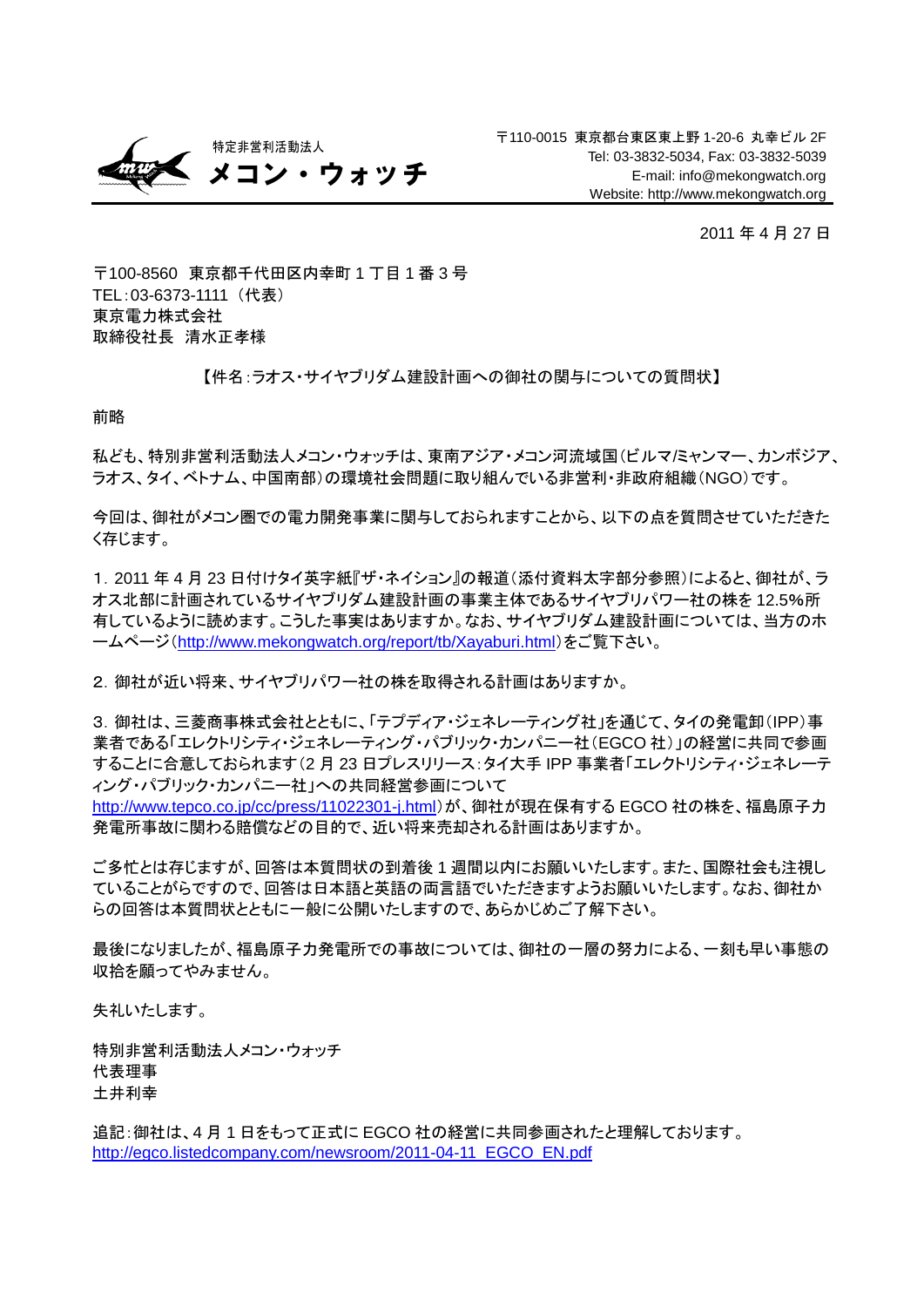特定非営利活動法人
**メコン・ウォッチ**

〒110-0015 東京都台東区東上野 1-20-6 丸幸ビル 2F
Tel: 03-3832-5034, Fax: 03-3832-5039
E-mail: info@mekongwatch.org
Website: http://www.mekongwatch.org

2011 年 4 月 27 日

〒100-8560 東京都千代田区内幸町 1 丁目 1 番 3 号
TEL:03-6373-1111（代表）
東京電力株式会社
取締役社長 清水正孝様

【件名:ラオス・サイヤブリダム建設計画への御社の関与についての質問状】

前略

私ども、特別非営利活動法人メコン・ウォッチは、東南アジア・メコン河流域国(ビルマ/ミャンマー、カンボジア、ラオス、タイ、ベトナム、中国南部)の環境社会問題に取り組んでいる非営利・非政府組織(NGO)です。

今回は、御社がメコン圏での電力開発事業に関与しておられますことから、以下の点を質問させていただきたく存じます。

1. 2011 年 4 月 23 日付けタイ英字紙『ザ・ネイション』の報道(添付資料太字部分参照)によると、御社が、ラオス北部に計画されているサイヤブリダム建設計画の事業主体であるサイヤブリパワー社の株を 12.5%所有しているように読めます。こうした事実はありますか。なお、サイヤブリダム建設計画については、当方のホームページ(http://www.mekongwatch.org/report/tb/Xayaburi.html)をご覧下さい。

2. 御社が近い将来、サイヤブリパワー社の株を取得される計画はありますか。

3. 御社は、三菱商事株式会社とともに、「テプディア・ジェネレーティング社」を通じて、タイの発電卸(IPP)事業者である「エレクトリシティ・ジェネレーティング・パブリック・カンパニー社(EGCO 社)」の経営に共同で参画することに合意しておられます(2 月 23 日プレスリリース:タイ大手 IPP 事業者「エレクトリシティ・ジェネレーティング・パブリック・カンパニー社」への共同経営参画について http://www.tepco.co.jp/cc/press/11022301-j.html)が、御社が現在保有する EGCO 社の株を、福島原子力発電所事故に関わる賠償などの目的で、近い将来売却される計画はありますか。

ご多忙とは存じますが、回答は本質問状の到着後 1 週間以内にお願いいたします。また、国際社会も注視していることがらですので、回答は日本語と英語の両言語でいただきますようお願いいたします。なお、御社からの回答は本質問状とともに一般に公開いたしますので、あらかじめご了解下さい。

最後になりましたが、福島原子力発電所での事故については、御社の一層の努力による、一刻も早い事態の収拾を願ってやみません。

失礼いたします。

特別非営利活動法人メコン・ウォッチ
代表理事
土井利幸

追記:御社は、4 月 1 日をもって正式に EGCO 社の経営に共同参画されたと理解しております。
http://egco.listedcompany.com/newsroom/2011-04-11_EGCO_EN.pdf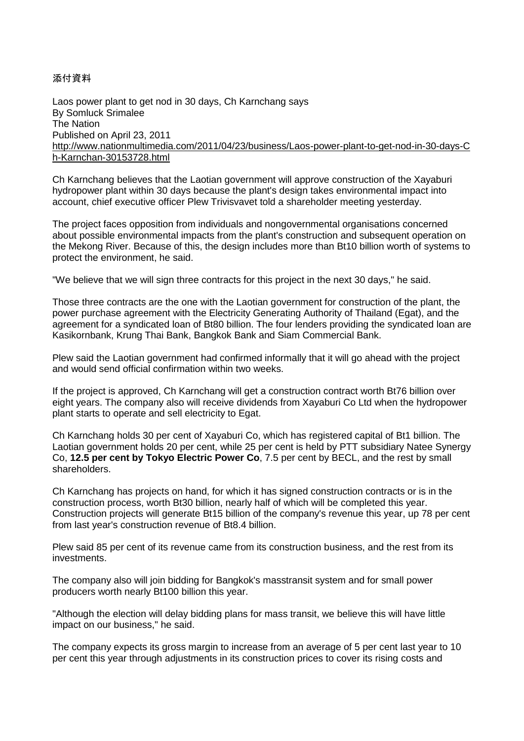添付資料

Laos power plant to get nod in 30 days, Ch Karnchang says
By Somluck Srimalee
The Nation
Published on April 23, 2011
http://www.nationmultimedia.com/2011/04/23/business/Laos-power-plant-to-get-nod-in-30-days-Ch-Karnchan-30153728.html

Ch Karnchang believes that the Laotian government will approve construction of the Xayaburi hydropower plant within 30 days because the plant's design takes environmental impact into account, chief executive officer Plew Trivisvavet told a shareholder meeting yesterday.

The project faces opposition from individuals and nongovernmental organisations concerned about possible environmental impacts from the plant's construction and subsequent operation on the Mekong River. Because of this, the design includes more than Bt10 billion worth of systems to protect the environment, he said.

"We believe that we will sign three contracts for this project in the next 30 days," he said.

Those three contracts are the one with the Laotian government for construction of the plant, the power purchase agreement with the Electricity Generating Authority of Thailand (Egat), and the agreement for a syndicated loan of Bt80 billion. The four lenders providing the syndicated loan are Kasikornbank, Krung Thai Bank, Bangkok Bank and Siam Commercial Bank.

Plew said the Laotian government had confirmed informally that it will go ahead with the project and would send official confirmation within two weeks.

If the project is approved, Ch Karnchang will get a construction contract worth Bt76 billion over eight years. The company also will receive dividends from Xayaburi Co Ltd when the hydropower plant starts to operate and sell electricity to Egat.

Ch Karnchang holds 30 per cent of Xayaburi Co, which has registered capital of Bt1 billion. The Laotian government holds 20 per cent, while 25 per cent is held by PTT subsidiary Natee Synergy Co, **12.5 per cent by Tokyo Electric Power Co**, 7.5 per cent by BECL, and the rest by small shareholders.

Ch Karnchang has projects on hand, for which it has signed construction contracts or is in the construction process, worth Bt30 billion, nearly half of which will be completed this year. Construction projects will generate Bt15 billion of the company's revenue this year, up 78 per cent from last year's construction revenue of Bt8.4 billion.

Plew said 85 per cent of its revenue came from its construction business, and the rest from its investments.

The company also will join bidding for Bangkok's masstransit system and for small power producers worth nearly Bt100 billion this year.

"Although the election will delay bidding plans for mass transit, we believe this will have little impact on our business," he said.

The company expects its gross margin to increase from an average of 5 per cent last year to 10 per cent this year through adjustments in its construction prices to cover its rising costs and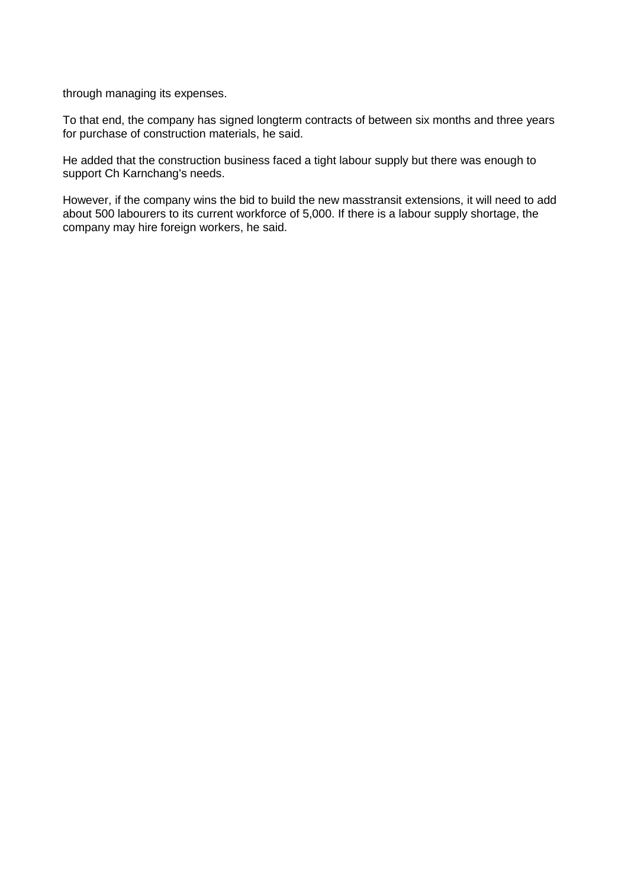through managing its expenses.

To that end, the company has signed longterm contracts of between six months and three years for purchase of construction materials, he said.

He added that the construction business faced a tight labour supply but there was enough to support Ch Karnchang's needs.

However, if the company wins the bid to build the new masstransit extensions, it will need to add about 500 labourers to its current workforce of 5,000. If there is a labour supply shortage, the company may hire foreign workers, he said.